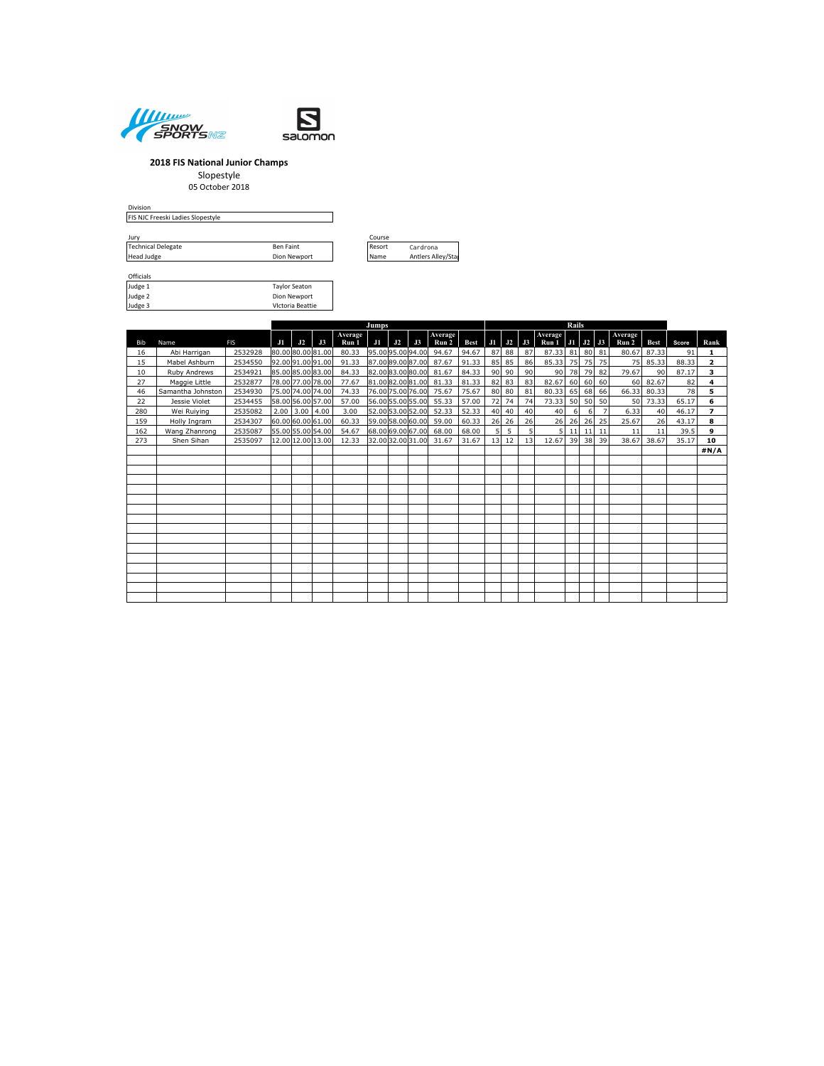**2018 FIS National Junior Champs**

Slopestyle

05 October 2018

Division

| FIS NJC Freeski Ladies Slopestyle |
|---|

Jury

| | |
|---|---|
| Technical Delegate | Ben Faint |
| Head Judge | Dion Newport |

Course

| | |
|---|---|
| Resort | Cardrona |
| Name | Antlers Alley/Sta |

Officials

| | |
|---|---|
| Judge 1 | Taylor Seaton |
| Judge 2 | Dion Newport |
| Judge 3 | Victoria Beattie |

| | | | Jumps | | | | | | | | | | Rails | | | | | | | | | | |
|---|---|---|---|---|---|---|---|---|---|---|---|---|---|---|---|---|---|---|---|---|---|---|---|
| Bib | Name | FIS | J1 | J2 | J3 | Average Run 1 | J1 | J2 | J3 | Average Run 2 | Best | J1 | J2 | J3 | Average Run 1 | J1 | J2 | J3 | Average Run 2 | Best | Score | Rank |
| 16 | Abi Harrigan | 2532928 | 80.00 | 80.00 | 81.00 | 80.33 | 95.00 | 95.00 | 94.00 | 94.67 | 94.67 | 87 | 88 | 87 | 87.33 | 81 | 80 | 81 | 80.67 | 87.33 | 91 | 1 |
| 15 | Mabel Ashburn | 2534550 | 92.00 | 91.00 | 91.00 | 91.33 | 87.00 | 89.00 | 87.00 | 87.67 | 91.33 | 85 | 85 | 86 | 85.33 | 75 | 75 | 75 | 75 | 85.33 | 88.33 | 2 |
| 10 | Ruby Andrews | 2534921 | 85.00 | 85.00 | 83.00 | 84.33 | 82.00 | 83.00 | 80.00 | 81.67 | 84.33 | 90 | 90 | 90 | 90 | 78 | 79 | 82 | 79.67 | 90 | 87.17 | 3 |
| 27 | Maggie Little | 2532877 | 78.00 | 77.00 | 78.00 | 77.67 | 81.00 | 82.00 | 81.00 | 81.33 | 81.33 | 82 | 83 | 83 | 82.67 | 60 | 60 | 60 | 60 | 82.67 | 82 | 4 |
| 46 | Samantha Johnston | 2534930 | 75.00 | 74.00 | 74.00 | 74.33 | 76.00 | 75.00 | 76.00 | 75.67 | 75.67 | 80 | 80 | 81 | 80.33 | 65 | 68 | 66 | 66.33 | 80.33 | 78 | 5 |
| 22 | Jessie Violet | 2534455 | 58.00 | 56.00 | 57.00 | 57.00 | 56.00 | 55.00 | 55.00 | 55.33 | 57.00 | 72 | 74 | 74 | 73.33 | 50 | 50 | 50 | 50 | 73.33 | 65.17 | 6 |
| 280 | Wei Ruiying | 2535082 | 2.00 | 3.00 | 4.00 | 3.00 | 52.00 | 53.00 | 52.00 | 52.33 | 52.33 | 40 | 40 | 40 | 40 | 6 | 6 | 7 | 6.33 | 40 | 46.17 | 7 |
| 159 | Holly Ingram | 2534307 | 60.00 | 60.00 | 61.00 | 60.33 | 59.00 | 58.00 | 60.00 | 59.00 | 60.33 | 26 | 26 | 26 | 26 | 26 | 26 | 25 | 25.67 | 26 | 43.17 | 8 |
| 162 | Wang Zhanrong | 2535087 | 55.00 | 55.00 | 54.00 | 54.67 | 68.00 | 69.00 | 67.00 | 68.00 | 68.00 | 5 | 5 | 5 | 5 | 11 | 11 | 11 | 11 | 11 | 39.5 | 9 |
| 273 | Shen Sihan | 2535097 | 12.00 | 12.00 | 13.00 | 12.33 | 32.00 | 32.00 | 31.00 | 31.67 | 31.67 | 13 | 12 | 13 | 12.67 | 39 | 38 | 39 | 38.67 | 38.67 | 35.17 | 10 |
| | | | | | | | | | | | | | | | | | | | | | | #N/A |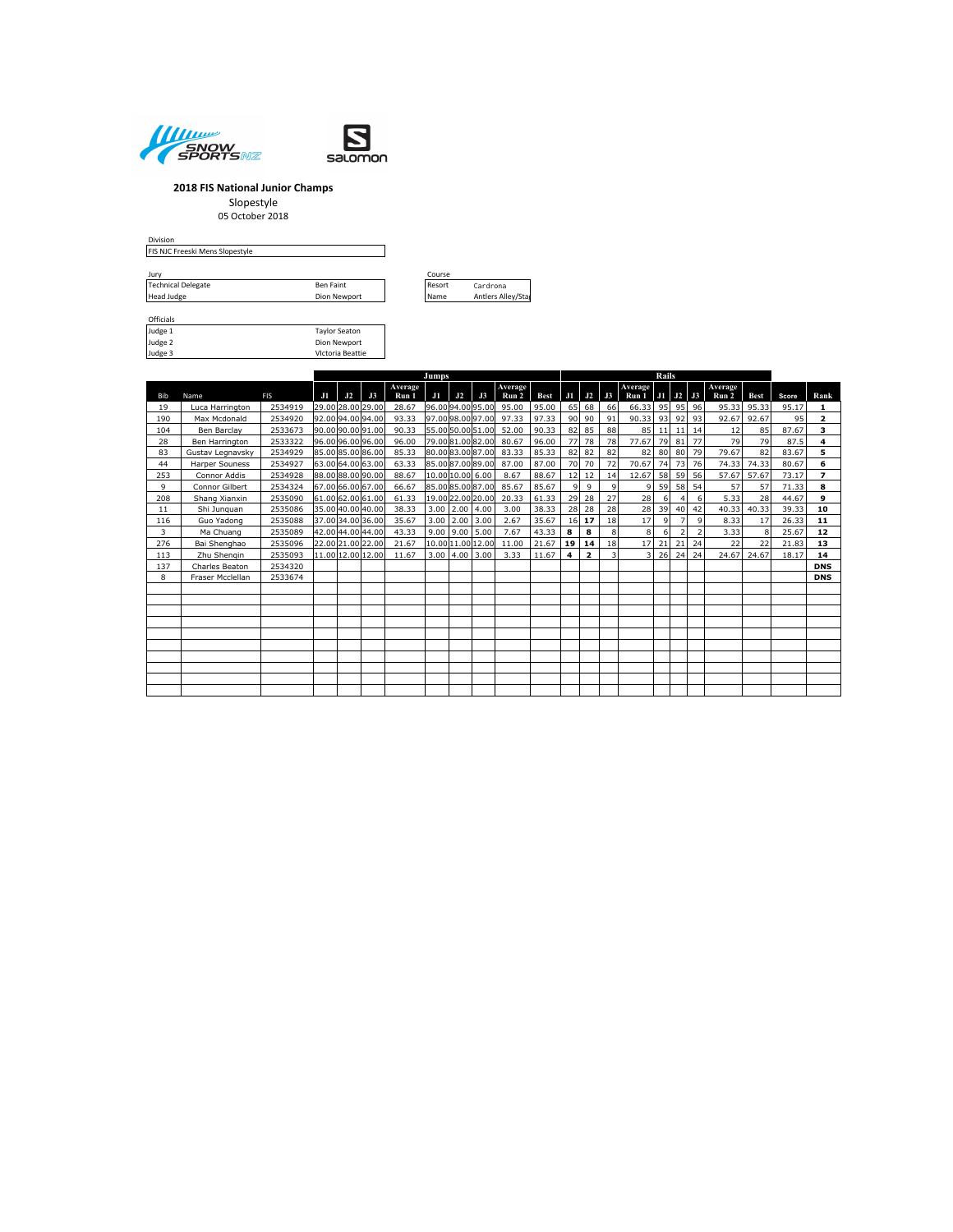**2018 FIS National Junior Champs**

Slopestyle

05 October 2018

Division

FIS NJC Freeski Mens Slopestyle

| Jury | |
|---|---|
| Technical Delegate | Ben Faint |
| Head Judge | Dion Newport |

| Course | |
|---|---|
| Resort | Cardrona |
| Name | Antlers Alley/Sta |

| Officials | |
|---|---|
| Judge 1 | Taylor Seaton |
| Judge 2 | Dion Newport |
| Judge 3 | Victoria Beattie |

| | | | Jumps | | | | | | | | | Rails | | | | | | | | | | |
|---|---|---|---|---|---|---|---|---|---|---|---|---|---|---|---|---|---|---|---|---|---|---|
| Bib | Name | FIS | J1 | J2 | J3 | Average Run 1 | J1 | J2 | J3 | Average Run 2 | Best | J1 | J2 | J3 | Average Run 1 | J1 | J2 | J3 | Average Run 2 | Best | Score | Rank |
| 19 | Luca Harrington | 2534919 | 29.00 | 28.00 | 29.00 | 28.67 | 96.00 | 94.00 | 95.00 | 95.00 | 95.00 | 65 | 68 | 66 | 66.33 | 95 | 95 | 96 | 95.33 | 95.33 | 95.17 | 1 |
| 190 | Max Mcdonald | 2534920 | 92.00 | 94.00 | 94.00 | 93.33 | 97.00 | 98.00 | 97.00 | 97.33 | 97.33 | 90 | 90 | 91 | 90.33 | 93 | 92 | 93 | 92.67 | 92.67 | 95 | 2 |
| 104 | Ben Barclay | 2533673 | 90.00 | 90.00 | 91.00 | 90.33 | 55.00 | 50.00 | 51.00 | 52.00 | 90.33 | 82 | 85 | 88 | 85 | 11 | 11 | 14 | 12 | 85 | 87.67 | 3 |
| 28 | Ben Harrington | 2533322 | 96.00 | 96.00 | 96.00 | 96.00 | 79.00 | 81.00 | 82.00 | 80.67 | 96.00 | 77 | 78 | 78 | 77.67 | 79 | 81 | 77 | 79 | 79 | 87.5 | 4 |
| 83 | Gustav Legnavsky | 2534929 | 85.00 | 85.00 | 86.00 | 85.33 | 80.00 | 83.00 | 87.00 | 83.33 | 85.33 | 82 | 82 | 82 | 82 | 80 | 80 | 79 | 79.67 | 82 | 83.67 | 5 |
| 44 | Harper Souness | 2534927 | 63.00 | 64.00 | 63.00 | 63.33 | 85.00 | 87.00 | 89.00 | 87.00 | 87.00 | 70 | 70 | 72 | 70.67 | 74 | 73 | 76 | 74.33 | 74.33 | 80.67 | 6 |
| 253 | Connor Addis | 2534928 | 88.00 | 88.00 | 90.00 | 88.67 | 10.00 | 10.00 | 6.00 | 8.67 | 88.67 | 12 | 12 | 14 | 12.67 | 58 | 59 | 56 | 57.67 | 57.67 | 73.17 | 7 |
| 9 | Connor Gilbert | 2534324 | 67.00 | 66.00 | 67.00 | 66.67 | 85.00 | 85.00 | 87.00 | 85.67 | 85.67 | 9 | 9 | 9 | 9 | 59 | 58 | 54 | 57 | 57 | 71.33 | 8 |
| 208 | Shang Xianxin | 2535090 | 61.00 | 62.00 | 61.00 | 61.33 | 19.00 | 22.00 | 20.00 | 20.33 | 61.33 | 29 | 28 | 27 | 28 | 6 | 4 | 6 | 5.33 | 28 | 44.67 | 9 |
| 11 | Shi Junquan | 2535086 | 35.00 | 40.00 | 40.00 | 38.33 | 3.00 | 2.00 | 4.00 | 3.00 | 38.33 | 28 | 28 | 28 | 28 | 39 | 40 | 42 | 40.33 | 40.33 | 39.33 | 10 |
| 116 | Guo Yadong | 2535088 | 37.00 | 34.00 | 36.00 | 35.67 | 3.00 | 2.00 | 3.00 | 2.67 | 35.67 | 16 | 17 | 18 | 17 | 9 | 7 | 9 | 8.33 | 17 | 26.33 | 11 |
| 3 | Ma Chuang | 2535089 | 42.00 | 44.00 | 44.00 | 43.33 | 9.00 | 9.00 | 5.00 | 7.67 | 43.33 | 8 | 8 | 8 | 8 | 6 | 2 | 2 | 3.33 | 8 | 25.67 | 12 |
| 276 | Bai Shenghao | 2535096 | 22.00 | 21.00 | 22.00 | 21.67 | 10.00 | 11.00 | 12.00 | 11.00 | 21.67 | 19 | 14 | 18 | 17 | 21 | 21 | 24 | 22 | 22 | 21.83 | 13 |
| 113 | Zhu Shengin | 2535093 | 11.00 | 12.00 | 12.00 | 11.67 | 3.00 | 4.00 | 3.00 | 3.33 | 11.67 | 4 | 2 | 3 | 3 | 26 | 24 | 24 | 24.67 | 24.67 | 18.17 | 14 |
| 137 | Charles Beaton | 2534320 | | | | | | | | | | | | | | | | | | | | DNS |
| 8 | Fraser Mcclellan | 2533674 | | | | | | | | | | | | | | | | | | | | DNS |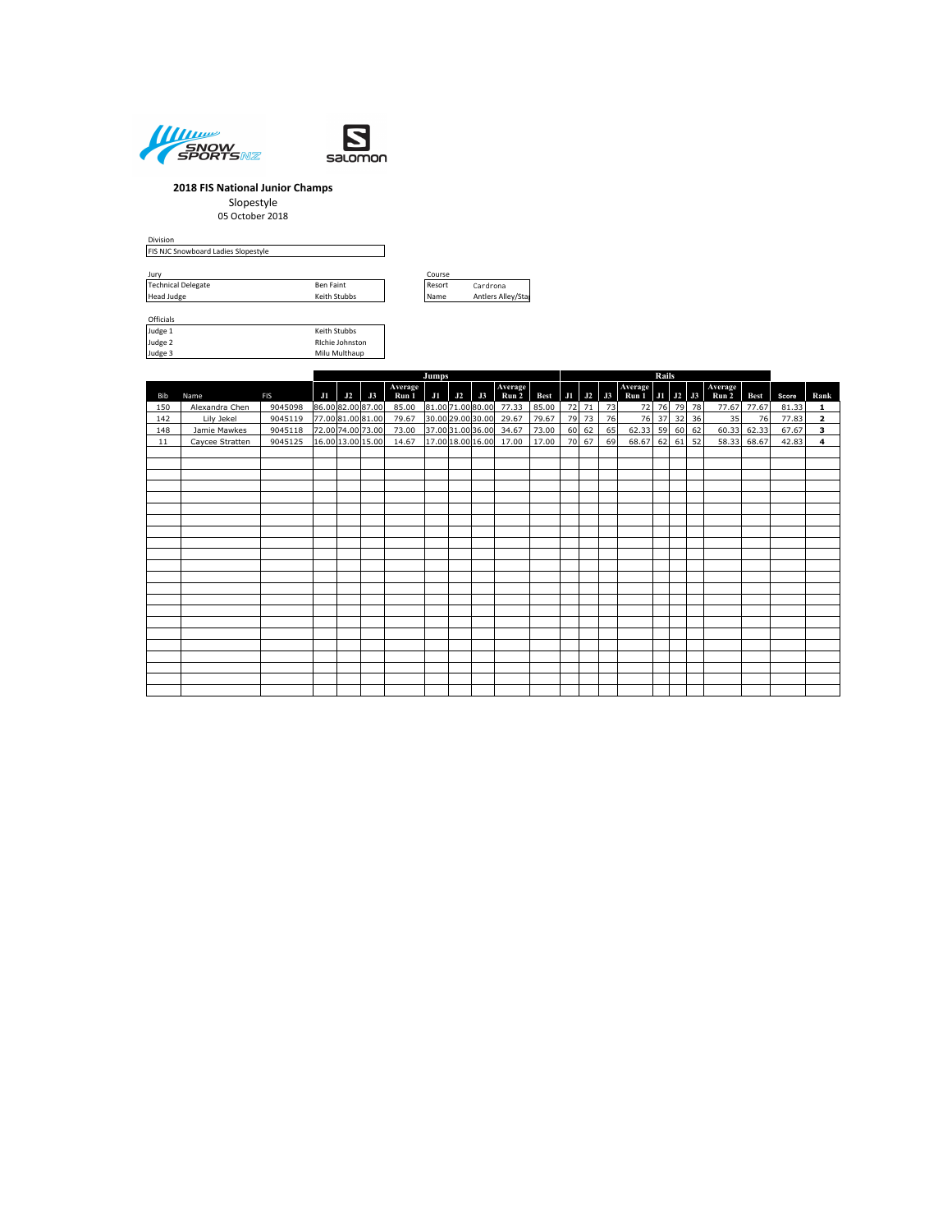**2018 FIS National Junior Champs**

Slopestyle

05 October 2018

Division

| FIS NJC Snowboard Ladies Slopestyle |
|---|

Jury

| | |
|---|---|
| Technical Delegate | Ben Faint |
| Head Judge | Keith Stubbs |

Course

| | |
|---|---|
| Resort | Cardrona |
| Name | Antlers Alley/Sta |

Officials

| | |
|---|---|
| Judge 1 | Keith Stubbs |
| Judge 2 | RIchie Johnston |
| Judge 3 | Milu Multhaup |

| | | | Jumps | | | | | | | | | Rails | | | | | | | | | | |
|---|---|---|---|---|---|---|---|---|---|---|---|---|---|---|---|---|---|---|---|---|---|---|
| Bib | Name | FIS | J1 | J2 | J3 | Average Run 1 | J1 | J2 | J3 | Average Run 2 | Best | J1 | J2 | J3 | Average Run 1 | J1 | J2 | J3 | Average Run 2 | Best | Score | Rank |
| 150 | Alexandra Chen | 9045098 | 86.00 | 82.00 | 87.00 | 85.00 | 81.00 | 71.00 | 80.00 | 77.33 | 85.00 | 72 | 71 | 73 | 72 | 76 | 79 | 78 | 77.67 | 77.67 | 81.33 | 1 |
| 142 | Lily Jekel | 9045119 | 77.00 | 81.00 | 81.00 | 79.67 | 30.00 | 29.00 | 30.00 | 29.67 | 79.67 | 79 | 73 | 76 | 76 | 37 | 32 | 36 | 35 | 76 | 77.83 | 2 |
| 148 | Jamie Mawkes | 9045118 | 72.00 | 74.00 | 73.00 | 73.00 | 37.00 | 31.00 | 36.00 | 34.67 | 73.00 | 60 | 62 | 65 | 62.33 | 59 | 60 | 62 | 60.33 | 62.33 | 67.67 | 3 |
| 11 | Caycee Stratten | 9045125 | 16.00 | 13.00 | 15.00 | 14.67 | 17.00 | 18.00 | 16.00 | 17.00 | 17.00 | 70 | 67 | 69 | 68.67 | 62 | 61 | 52 | 58.33 | 68.67 | 42.83 | 4 |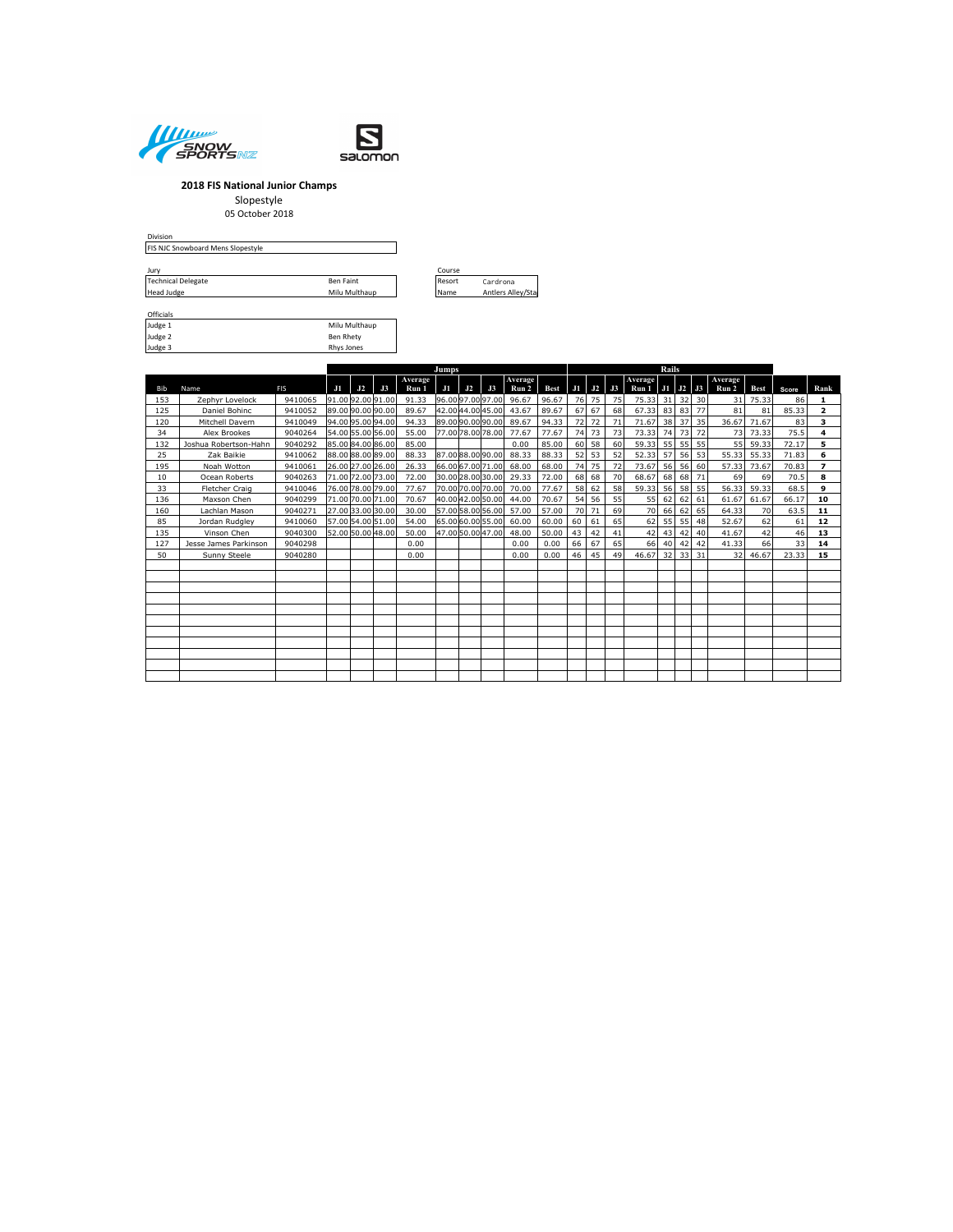**2018 FIS National Junior Champs**

Slopestyle

05 October 2018

Division

| |
|---|
| FIS NJC Snowboard Mens Slopestyle |

Jury

| | |
|---|---|
| Technical Delegate | Ben Faint |
| Head Judge | Milu Multhaup |

Course

| | |
|---|---|
| Resort | Cardrona |
| Name | Antlers Alley/Sta |

Officials

| | |
|---|---|
| Judge 1 | Milu Multhaup |
| Judge 2 | Ben Rhety |
| Judge 3 | Rhys Jones |

| | | | Jumps | | | | | | | | | Rails | | | | | | | | | | |
|---|---|---|---|---|---|---|---|---|---|---|---|---|---|---|---|---|---|---|---|---|---|---|
| Bib | Name | FIS | J1 | J2 | J3 | Average Run 1 | J1 | J2 | J3 | Average Run 2 | Best | J1 | J2 | J3 | Average Run 1 | J1 | J2 | J3 | Average Run 2 | Best | Score | Rank |
| 153 | Zephyr Lovelock | 9410065 | 91.00 | 92.00 | 91.00 | 91.33 | 96.00 | 97.00 | 97.00 | 96.67 | 96.67 | 76 | 75 | 75 | 75.33 | 31 | 32 | 30 | 31 | 75.33 | 86 | 1 |
| 125 | Daniel Bohinc | 9410052 | 89.00 | 90.00 | 90.00 | 89.67 | 42.00 | 44.00 | 45.00 | 43.67 | 89.67 | 67 | 67 | 68 | 67.33 | 83 | 83 | 77 | 81 | 81 | 85.33 | 2 |
| 120 | Mitchell Davern | 9410049 | 94.00 | 95.00 | 94.00 | 94.33 | 89.00 | 90.00 | 90.00 | 89.67 | 94.33 | 72 | 72 | 71 | 71.67 | 38 | 37 | 35 | 36.67 | 71.67 | 83 | 3 |
| 34 | Alex Brookes | 9040264 | 54.00 | 55.00 | 56.00 | 55.00 | 77.00 | 78.00 | 78.00 | 77.67 | 77.67 | 74 | 73 | 73 | 73.33 | 74 | 73 | 72 | 73 | 73.33 | 75.5 | 4 |
| 132 | Joshua Robertson-Hahn | 9040292 | 85.00 | 84.00 | 86.00 | 85.00 | | | | 0.00 | 85.00 | 60 | 58 | 60 | 59.33 | 55 | 55 | 55 | 55 | 59.33 | 72.17 | 5 |
| 25 | Zak Baikie | 9410062 | 88.00 | 88.00 | 89.00 | 88.33 | 87.00 | 88.00 | 90.00 | 88.33 | 88.33 | 52 | 53 | 52 | 52.33 | 57 | 56 | 53 | 55.33 | 55.33 | 71.83 | 6 |
| 195 | Noah Wotton | 9410061 | 26.00 | 27.00 | 26.00 | 26.33 | 66.00 | 67.00 | 71.00 | 68.00 | 68.00 | 74 | 75 | 72 | 73.67 | 56 | 56 | 60 | 57.33 | 73.67 | 70.83 | 7 |
| 10 | Ocean Roberts | 9040263 | 71.00 | 72.00 | 73.00 | 72.00 | 30.00 | 28.00 | 30.00 | 29.33 | 72.00 | 68 | 68 | 70 | 68.67 | 68 | 68 | 71 | 69 | 69 | 70.5 | 8 |
| 33 | Fletcher Craig | 9410046 | 76.00 | 78.00 | 79.00 | 77.67 | 70.00 | 70.00 | 70.00 | 70.00 | 77.67 | 58 | 62 | 58 | 59.33 | 56 | 58 | 55 | 56.33 | 59.33 | 68.5 | 9 |
| 136 | Maxson Chen | 9040299 | 71.00 | 70.00 | 71.00 | 70.67 | 40.00 | 42.00 | 50.00 | 44.00 | 70.67 | 54 | 56 | 55 | 55 | 62 | 62 | 61 | 61.67 | 61.67 | 66.17 | 10 |
| 160 | Lachlan Mason | 9040271 | 27.00 | 33.00 | 30.00 | 30.00 | 57.00 | 58.00 | 56.00 | 57.00 | 57.00 | 70 | 71 | 69 | 70 | 66 | 62 | 65 | 64.33 | 70 | 63.5 | 11 |
| 85 | Jordan Rudgley | 9410060 | 57.00 | 54.00 | 51.00 | 54.00 | 65.00 | 60.00 | 55.00 | 60.00 | 60.00 | 60 | 61 | 65 | 62 | 55 | 55 | 48 | 52.67 | 62 | 61 | 12 |
| 135 | Vinson Chen | 9040300 | 52.00 | 50.00 | 48.00 | 50.00 | 47.00 | 50.00 | 47.00 | 48.00 | 50.00 | 43 | 42 | 41 | 42 | 43 | 42 | 40 | 41.67 | 42 | 46 | 13 |
| 127 | Jesse James Parkinson | 9040298 | | | | 0.00 | | | | 0.00 | 0.00 | 66 | 67 | 65 | 66 | 40 | 42 | 42 | 41.33 | 66 | 33 | 14 |
| 50 | Sunny Steele | 9040280 | | | | 0.00 | | | | 0.00 | 0.00 | 46 | 45 | 49 | 46.67 | 32 | 33 | 31 | 32 | 46.67 | 23.33 | 15 |